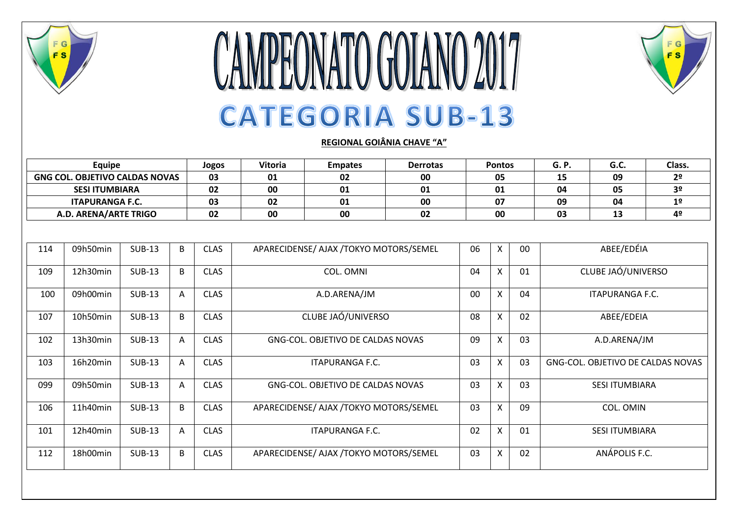# CAMPEONATO GOIANO 2017

## CATEGORIA SUB-13

**REGIONAL GOIÂNIA CHAVE "A"**

| Equipe | Jogos | Vitoria | Empates | Derrotas | Pontos | G. P. | G.C. | Class. |
|---|---|---|---|---|---|---|---|---|
| GNG COL. OBJETIVO CALDAS NOVAS | 03 | 01 | 02 | 00 | 05 | 15 | 09 | 2º |
| SESI ITUMBIARA | 02 | 00 | 01 | 01 | 01 | 04 | 05 | 3º |
| ITAPURANGA F.C. | 03 | 02 | 01 | 00 | 07 | 09 | 04 | 1º |
| A.D. ARENA/ARTE TRIGO | 02 | 00 | 00 | 02 | 00 | 03 | 13 | 4º |

| | | | | | | | | | |
|---|---|---|---|---|---|---|---|---|---|
| 114 | 09h50min | SUB-13 | B | CLAS | APARECIDENSE/ AJAX /TOKYO MOTORS/SEMEL | 06 | X | 00 | ABEE/EDÉIA |
| 109 | 12h30min | SUB-13 | B | CLAS | COL. OMNI | 04 | X | 01 | CLUBE JAÓ/UNIVERSO |
| 100 | 09h00min | SUB-13 | A | CLAS | A.D.ARENA/JM | 00 | X | 04 | ITAPURANGA F.C. |
| 107 | 10h50min | SUB-13 | B | CLAS | CLUBE JAÓ/UNIVERSO | 08 | X | 02 | ABEE/EDEIA |
| 102 | 13h30min | SUB-13 | A | CLAS | GNG-COL. OBJETIVO DE CALDAS NOVAS | 09 | X | 03 | A.D.ARENA/JM |
| 103 | 16h20min | SUB-13 | A | CLAS | ITAPURANGA F.C. | 03 | X | 03 | GNG-COL. OBJETIVO DE CALDAS NOVAS |
| 099 | 09h50min | SUB-13 | A | CLAS | GNG-COL. OBJETIVO DE CALDAS NOVAS | 03 | X | 03 | SESI ITUMBIARA |
| 106 | 11h40min | SUB-13 | B | CLAS | APARECIDENSE/ AJAX /TOKYO MOTORS/SEMEL | 03 | X | 09 | COL. OMIN |
| 101 | 12h40min | SUB-13 | A | CLAS | ITAPURANGA F.C. | 02 | X | 01 | SESI ITUMBIARA |
| 112 | 18h00min | SUB-13 | B | CLAS | APARECIDENSE/ AJAX /TOKYO MOTORS/SEMEL | 03 | X | 02 | ANÁPOLIS F.C. |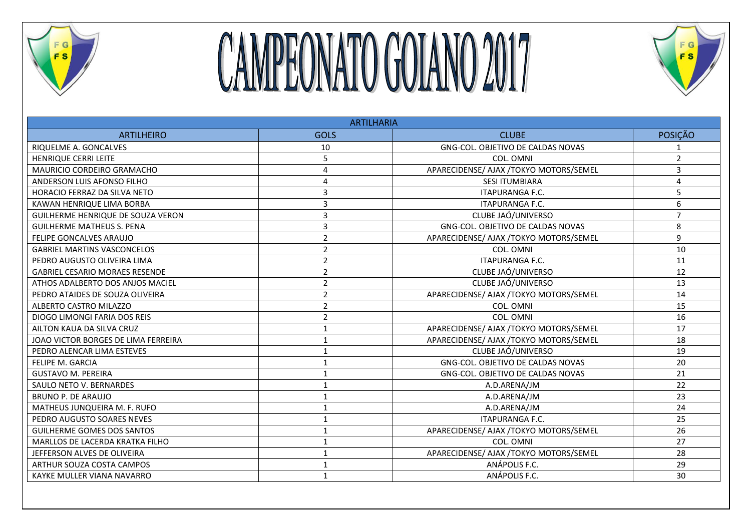# CAMPEONATO GOIANO 2017

| ARTILHARIA | | | |
|---|---|---|---|
| ARTILHEIRO | GOLS | CLUBE | POSIÇÃO |
| RIQUELME A. GONCALVES | 10 | GNG-COL. OBJETIVO DE CALDAS NOVAS | 1 |
| HENRIQUE CERRI LEITE | 5 | COL. OMNI | 2 |
| MAURICIO CORDEIRO GRAMACHO | 4 | APARECIDENSE/ AJAX /TOKYO MOTORS/SEMEL | 3 |
| ANDERSON LUIS AFONSO FILHO | 4 | SESI ITUMBIARA | 4 |
| HORACIO FERRAZ DA SILVA NETO | 3 | ITAPURANGA F.C. | 5 |
| KAWAN HENRIQUE LIMA BORBA | 3 | ITAPURANGA F.C. | 6 |
| GUILHERME HENRIQUE DE SOUZA VERON | 3 | CLUBE JAÓ/UNIVERSO | 7 |
| GUILHERME MATHEUS S. PENA | 3 | GNG-COL. OBJETIVO DE CALDAS NOVAS | 8 |
| FELIPE GONCALVES ARAUJO | 2 | APARECIDENSE/ AJAX /TOKYO MOTORS/SEMEL | 9 |
| GABRIEL MARTINS VASCONCELOS | 2 | COL. OMNI | 10 |
| PEDRO AUGUSTO OLIVEIRA LIMA | 2 | ITAPURANGA F.C. | 11 |
| GABRIEL CESARIO MORAES RESENDE | 2 | CLUBE JAÓ/UNIVERSO | 12 |
| ATHOS ADALBERTO DOS ANJOS MACIEL | 2 | CLUBE JAÓ/UNIVERSO | 13 |
| PEDRO ATAIDES DE SOUZA OLIVEIRA | 2 | APARECIDENSE/ AJAX /TOKYO MOTORS/SEMEL | 14 |
| ALBERTO CASTRO MILAZZO | 2 | COL. OMNI | 15 |
| DIOGO LIMONGI FARIA DOS REIS | 2 | COL. OMNI | 16 |
| AILTON KAUA DA SILVA CRUZ | 1 | APARECIDENSE/ AJAX /TOKYO MOTORS/SEMEL | 17 |
| JOAO VICTOR BORGES DE LIMA FERREIRA | 1 | APARECIDENSE/ AJAX /TOKYO MOTORS/SEMEL | 18 |
| PEDRO ALENCAR LIMA ESTEVES | 1 | CLUBE JAÓ/UNIVERSO | 19 |
| FELIPE M. GARCIA | 1 | GNG-COL. OBJETIVO DE CALDAS NOVAS | 20 |
| GUSTAVO M. PEREIRA | 1 | GNG-COL. OBJETIVO DE CALDAS NOVAS | 21 |
| SAULO NETO V. BERNARDES | 1 | A.D.ARENA/JM | 22 |
| BRUNO P. DE ARAUJO | 1 | A.D.ARENA/JM | 23 |
| MATHEUS JUNQUEIRA M. F. RUFO | 1 | A.D.ARENA/JM | 24 |
| PEDRO AUGUSTO SOARES NEVES | 1 | ITAPURANGA F.C. | 25 |
| GUILHERME GOMES DOS SANTOS | 1 | APARECIDENSE/ AJAX /TOKYO MOTORS/SEMEL | 26 |
| MARLLOS DE LACERDA KRATKA FILHO | 1 | COL. OMNI | 27 |
| JEFFERSON ALVES DE OLIVEIRA | 1 | APARECIDENSE/ AJAX /TOKYO MOTORS/SEMEL | 28 |
| ARTHUR SOUZA COSTA CAMPOS | 1 | ANÁPOLIS F.C. | 29 |
| KAYKE MULLER VIANA NAVARRO | 1 | ANÁPOLIS F.C. | 30 |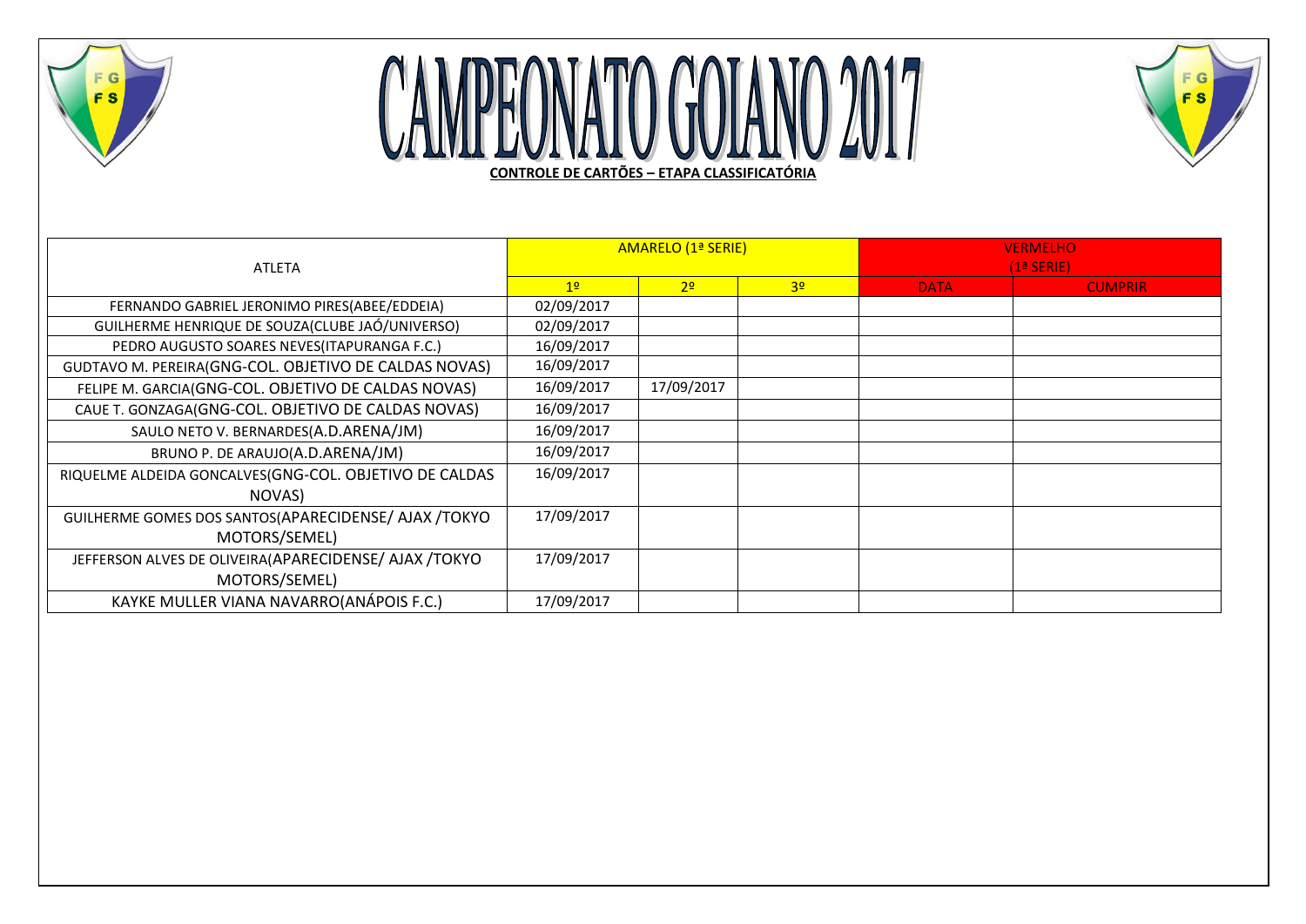# CAMPEONATO GOIANO 2017

**CONTROLE DE CARTÕES – ETAPA CLASSIFICATÓRIA**

| ATLETA | AMARELO (1ª SERIE) | | | VERMELHO (1ª SERIE) | |
|---|---|---|---|---|---|
| | 1º | 2º | 3º | DATA | CUMPRIR |
| FERNANDO GABRIEL JERONIMO PIRES(ABEE/EDDEIA) | 02/09/2017 | | | | |
| GUILHERME HENRIQUE DE SOUZA(CLUBE JAÓ/UNIVERSO) | 02/09/2017 | | | | |
| PEDRO AUGUSTO SOARES NEVES(ITAPURANGA F.C.) | 16/09/2017 | | | | |
| GUDTAVO M. PEREIRA(GNG-COL. OBJETIVO DE CALDAS NOVAS) | 16/09/2017 | | | | |
| FELIPE M. GARCIA(GNG-COL. OBJETIVO DE CALDAS NOVAS) | 16/09/2017 | 17/09/2017 | | | |
| CAUE T. GONZAGA(GNG-COL. OBJETIVO DE CALDAS NOVAS) | 16/09/2017 | | | | |
| SAULO NETO V. BERNARDES(A.D.ARENA/JM) | 16/09/2017 | | | | |
| BRUNO P. DE ARAUJO(A.D.ARENA/JM) | 16/09/2017 | | | | |
| RIQUELME ALDEIDA GONCALVES(GNG-COL. OBJETIVO DE CALDAS NOVAS) | 16/09/2017 | | | | |
| GUILHERME GOMES DOS SANTOS(APARECIDENSE/ AJAX /TOKYO MOTORS/SEMEL) | 17/09/2017 | | | | |
| JEFFERSON ALVES DE OLIVEIRA(APARECIDENSE/ AJAX /TOKYO MOTORS/SEMEL) | 17/09/2017 | | | | |
| KAYKE MULLER VIANA NAVARRO(ANÁPOIS F.C.) | 17/09/2017 | | | | |